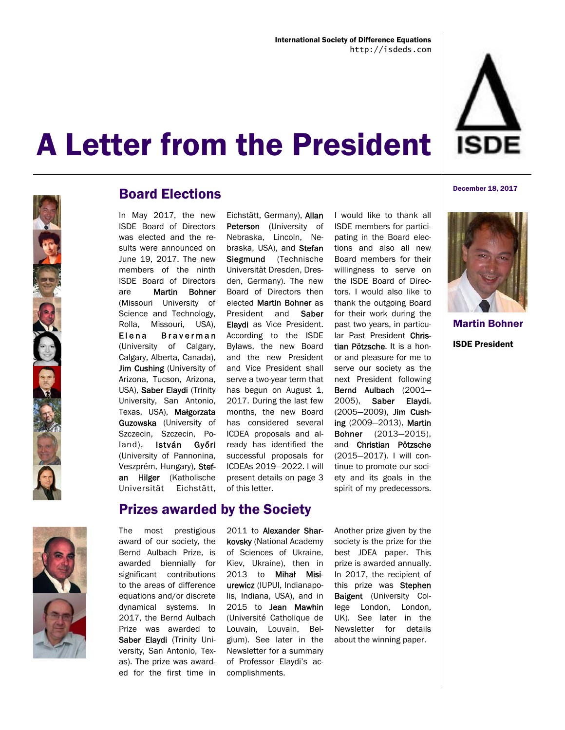International Society of Difference Equations
http://isdeds.com

# A Letter from the President

December 18, 2017

**Martin Bohner**

**ISDE President**

## Board Elections

In May 2017, the new ISDE Board of Directors was elected and the results were announced on June 19, 2017. The new members of the ninth ISDE Board of Directors are Martin Bohner (Missouri University of Science and Technology, Rolla, Missouri, USA), Elena Braverman (University of Calgary, Calgary, Alberta, Canada), Jim Cushing (University of Arizona, Tucson, Arizona, USA), Saber Elaydi (Trinity University, San Antonio, Texas, USA), Małgorzata Guzowska (University of Szczecin, Szczecin, Poland), István Győri (University of Pannonina, Veszprém, Hungary), Stefan Hilger (Katholische Universität Eichstätt, Eichstätt, Germany), Allan Peterson (University of Nebraska, Lincoln, Nebraska, USA), and Stefan Siegmund (Technische Universität Dresden, Dresden, Germany). The new Board of Directors then elected Martin Bohner as President and Saber Elaydi as Vice President. According to the ISDE Bylaws, the new Board and the new President and Vice President shall serve a two-year term that has begun on August 1, 2017. During the last few months, the new Board has considered several ICDEA proposals and already has identified the successful proposals for ICDEAs 2019—2022. I will present details on page 3 of this letter.

I would like to thank all ISDE members for participating in the Board elections and also all new Board members for their willingness to serve on the ISDE Board of Directors. I would also like to thank the outgoing Board for their work during the past two years, in particular Past President Christian Pötzsche. It is a honor and pleasure for me to serve our society as the next President following Bernd Aulbach (2001—2005), Saber Elaydi, (2005—2009), Jim Cushing (2009—2013), Martin Bohner (2013—2015), and Christian Pötzsche (2015—2017). I will continue to promote our society and its goals in the spirit of my predecessors.

## Prizes awarded by the Society

The most prestigious award of our society, the Bernd Aulbach Prize, is awarded biennially for significant contributions to the areas of difference equations and/or discrete dynamical systems. In 2017, the Bernd Aulbach Prize was awarded to Saber Elaydi (Trinity University, San Antonio, Texas). The prize was awarded for the first time in 2011 to Alexander Sharkovsky (National Academy of Sciences of Ukraine, Kiev, Ukraine), then in 2013 to Mihał Misiurewicz (IUPUI, Indianapolis, Indiana, USA), and in 2015 to Jean Mawhin (Université Catholique de Louvain, Louvain, Belgium). See later in the Newsletter for a summary of Professor Elaydi's accomplishments.

Another prize given by the society is the prize for the best JDEA paper. This prize is awarded annually. In 2017, the recipient of this prize was Stephen Baigent (University College London, London, UK). See later in the Newsletter for details about the winning paper.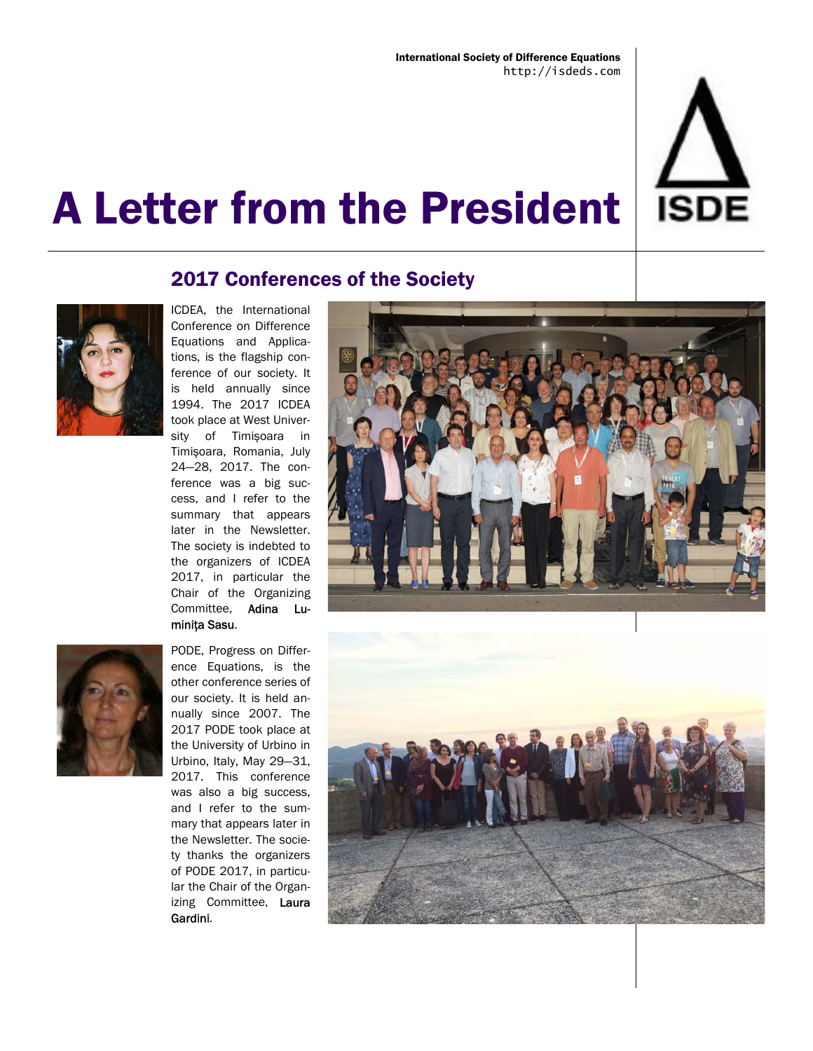# A Letter from the President

## 2017 Conferences of the Society

ICDEA, the International Conference on Difference Equations and Applications, is the flagship conference of our society. It is held annually since 1994. The 2017 ICDEA took place at West University of Timişoara in Timişoara, Romania, July 24—28, 2017. The conference was a big success, and I refer to the summary that appears later in the Newsletter. The society is indebted to the organizers of ICDEA 2017, in particular the Chair of the Organizing Committee, **Adina Luminița Sasu**.

PODE, Progress on Difference Equations, is the other conference series of our society. It is held annually since 2007. The 2017 PODE took place at the University of Urbino in Urbino, Italy, May 29—31, 2017. This conference was also a big success, and I refer to the summary that appears later in the Newsletter. The society thanks the organizers of PODE 2017, in particular the Chair of the Organizing Committee, **Laura Gardini**.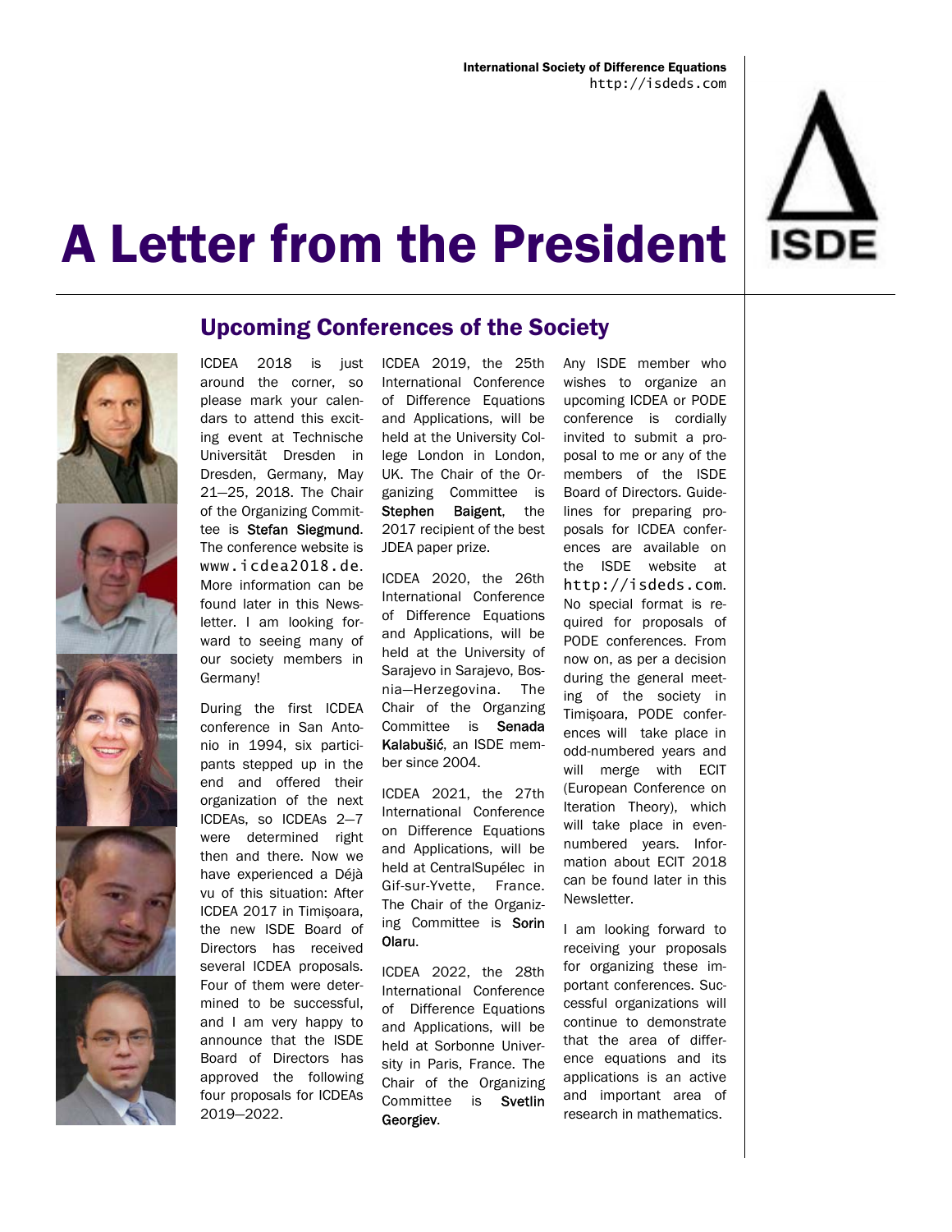# A Letter from the President

## Upcoming Conferences of the Society

ICDEA 2018 is just around the corner, so please mark your calendars to attend this exciting event at Technische Universität Dresden in Dresden, Germany, May 21—25, 2018. The Chair of the Organizing Committee is **Stefan Siegmund**. The conference website is www.icdea2018.de. More information can be found later in this Newsletter. I am looking forward to seeing many of our society members in Germany!

During the first ICDEA conference in San Antonio in 1994, six participants stepped up in the end and offered their organization of the next ICDEAs, so ICDEAs 2—7 were determined right then and there. Now we have experienced a Déjà vu of this situation: After ICDEA 2017 in Timişoara, the new ISDE Board of Directors has received several ICDEA proposals. Four of them were determined to be successful, and I am very happy to announce that the ISDE Board of Directors has approved the following four proposals for ICDEAs 2019—2022.

ICDEA 2019, the 25th International Conference of Difference Equations and Applications, will be held at the University College London in London, UK. The Chair of the Organizing Committee is **Stephen Baigent**, the 2017 recipient of the best JDEA paper prize.

ICDEA 2020, the 26th International Conference of Difference Equations and Applications, will be held at the University of Sarajevo in Sarajevo, Bosnia—Herzegovina. The Chair of the Organzing Committee is **Senada Kalabušić**, an ISDE member since 2004.

ICDEA 2021, the 27th International Conference on Difference Equations and Applications, will be held at CentralSupélec in Gif-sur-Yvette, France. The Chair of the Organizing Committee is **Sorin Olaru**.

ICDEA 2022, the 28th International Conference of Difference Equations and Applications, will be held at Sorbonne University in Paris, France. The Chair of the Organizing Committee is **Svetlin Georgiev**.

Any ISDE member who wishes to organize an upcoming ICDEA or PODE conference is cordially invited to submit a proposal to me or any of the members of the ISDE Board of Directors. Guidelines for preparing proposals for ICDEA conferences are available on the ISDE website at http://isdeds.com. No special format is required for proposals of PODE conferences. From now on, as per a decision during the general meeting of the society in Timişoara, PODE conferences will take place in odd-numbered years and will merge with ECIT (European Conference on Iteration Theory), which will take place in even-numbered years. Information about ECIT 2018 can be found later in this Newsletter.

I am looking forward to receiving your proposals for organizing these important conferences. Successful organizations will continue to demonstrate that the area of difference equations and its applications is an active and important area of research in mathematics.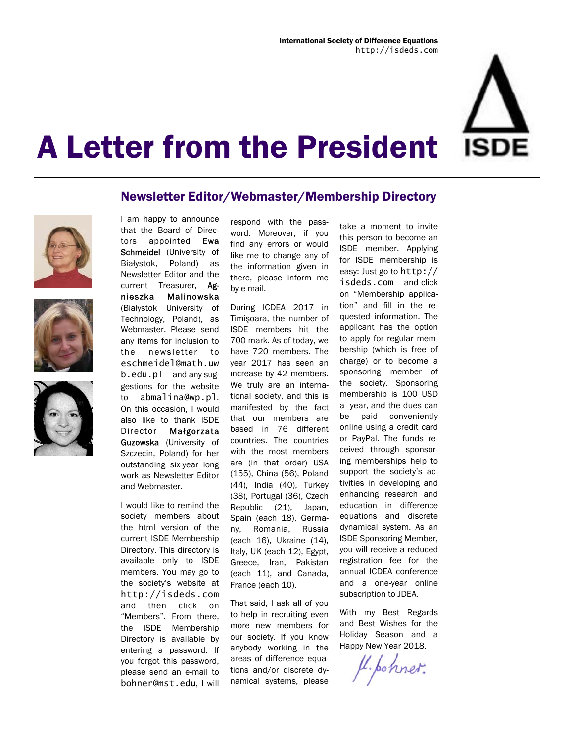**International Society of Difference Equations**
http://isdeds.com

# A Letter from the President

## Newsletter Editor/Webmaster/Membership Directory

I am happy to announce that the Board of Directors appointed **Ewa Schmeidel** (University of Białystok, Poland) as Newsletter Editor and the current Treasurer, **Agnieszka Malinowska** (Białystok University of Technology, Poland), as Webmaster. Please send any items for inclusion to the newsletter to eschmeidel@math.uwb.edu.pl and any suggestions for the website to abmalina@wp.pl. On this occasion, I would also like to thank ISDE Director **Małgorzata Guzowska** (University of Szczecin, Poland) for her outstanding six-year long work as Newsletter Editor and Webmaster.

I would like to remind the society members about the html version of the current ISDE Membership Directory. This directory is available only to ISDE members. You may go to the society's website at http://isdeds.com and then click on "Members". From there, the ISDE Membership Directory is available by entering a password. If you forgot this password, please send an e-mail to bohner@mst.edu, I will respond with the password. Moreover, if you find any errors or would like me to change any of the information given in there, please inform me by e-mail.

During ICDEA 2017 in Timişoara, the number of ISDE members hit the 700 mark. As of today, we have 720 members. The year 2017 has seen an increase by 42 members. We truly are an international society, and this is manifested by the fact that our members are based in 76 different countries. The countries with the most members are (in that order) USA (155), China (56), Poland (44), India (40), Turkey (38), Portugal (36), Czech Republic (21), Japan, Spain (each 18), Germany, Romania, Russia (each 16), Ukraine (14), Italy, UK (each 12), Egypt, Greece, Iran, Pakistan (each 11), and Canada, France (each 10).

That said, I ask all of you to help in recruiting even more new members for our society. If you know anybody working in the areas of difference equations and/or discrete dynamical systems, please take a moment to invite this person to become an ISDE member. Applying for ISDE membership is easy: Just go to http://isdeds.com and click on "Membership application" and fill in the requested information. The applicant has the option to apply for regular membership (which is free of charge) or to become a sponsoring member of the society. Sponsoring membership is 100 USD a year, and the dues can be paid conveniently online using a credit card or PayPal. The funds received through sponsoring memberships help to support the society's activities in developing and enhancing research and education in difference equations and discrete dynamical system. As an ISDE Sponsoring Member, you will receive a reduced registration fee for the annual ICDEA conference and a one-year online subscription to JDEA.

With my Best Regards and Best Wishes for the Holiday Season and a Happy New Year 2018,

M. Bohner